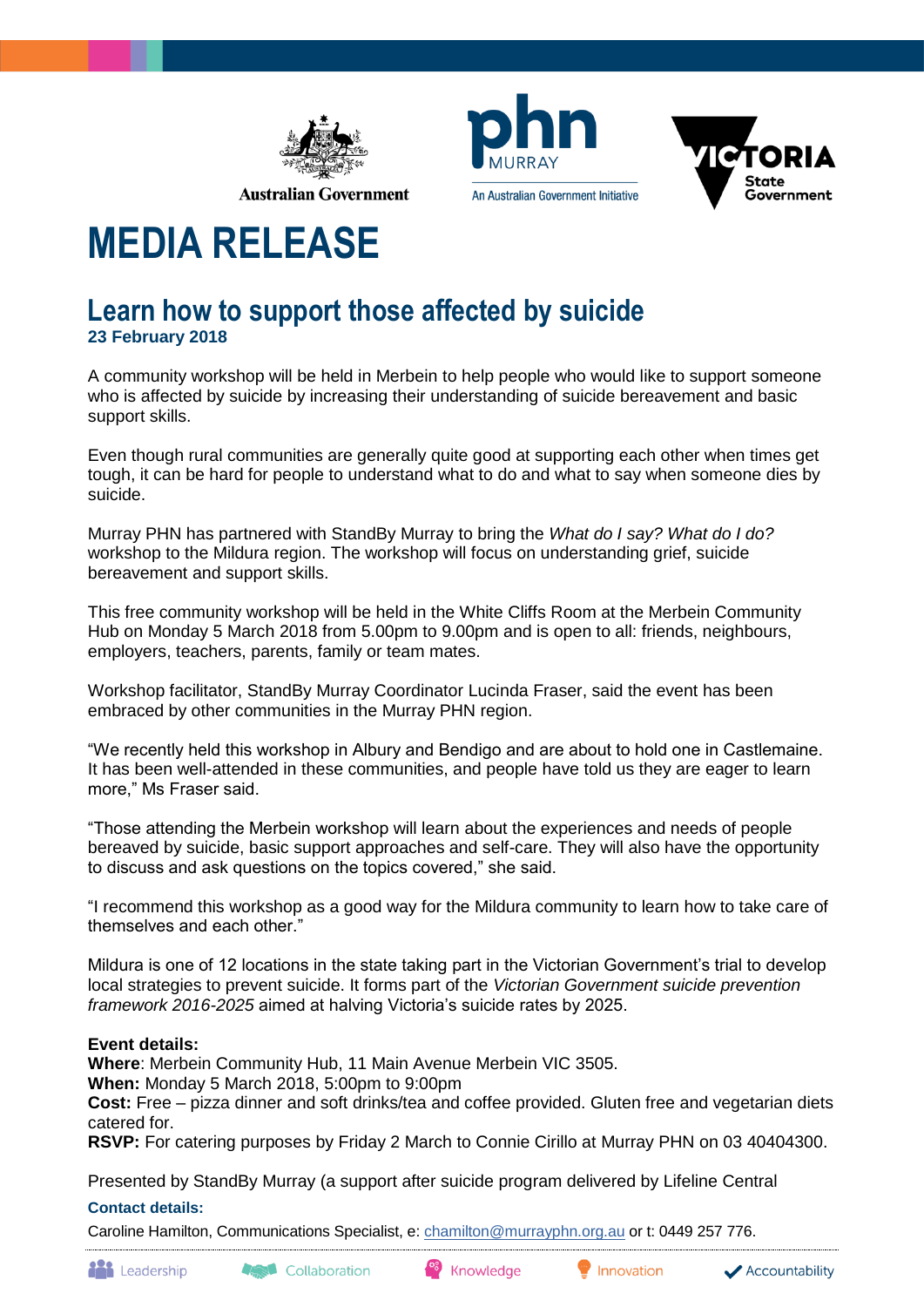Australian Government

phn MURRAY
An Australian Government Initiative

VICTORIA State Government

# MEDIA RELEASE

## Learn how to support those affected by suicide

**23 February 2018**

A community workshop will be held in Merbein to help people who would like to support someone who is affected by suicide by increasing their understanding of suicide bereavement and basic support skills.

Even though rural communities are generally quite good at supporting each other when times get tough, it can be hard for people to understand what to do and what to say when someone dies by suicide.

Murray PHN has partnered with StandBy Murray to bring the *What do I say? What do I do?* workshop to the Mildura region. The workshop will focus on understanding grief, suicide bereavement and support skills.

This free community workshop will be held in the White Cliffs Room at the Merbein Community Hub on Monday 5 March 2018 from 5.00pm to 9.00pm and is open to all: friends, neighbours, employers, teachers, parents, family or team mates.

Workshop facilitator, StandBy Murray Coordinator Lucinda Fraser, said the event has been embraced by other communities in the Murray PHN region.

"We recently held this workshop in Albury and Bendigo and are about to hold one in Castlemaine. It has been well-attended in these communities, and people have told us they are eager to learn more," Ms Fraser said.

"Those attending the Merbein workshop will learn about the experiences and needs of people bereaved by suicide, basic support approaches and self-care. They will also have the opportunity to discuss and ask questions on the topics covered," she said.

"I recommend this workshop as a good way for the Mildura community to learn how to take care of themselves and each other."

Mildura is one of 12 locations in the state taking part in the Victorian Government's trial to develop local strategies to prevent suicide. It forms part of the *Victorian Government suicide prevention framework 2016-2025* aimed at halving Victoria's suicide rates by 2025.

**Event details:**
**Where**: Merbein Community Hub, 11 Main Avenue Merbein VIC 3505.
**When:** Monday 5 March 2018, 5:00pm to 9:00pm
**Cost:** Free – pizza dinner and soft drinks/tea and coffee provided. Gluten free and vegetarian diets catered for.
**RSVP:** For catering purposes by Friday 2 March to Connie Cirillo at Murray PHN on 03 40404300.

Presented by StandBy Murray (a support after suicide program delivered by Lifeline Central

**Contact details:**

Caroline Hamilton, Communications Specialist, e: chamilton@murrayphn.org.au or t: 0449 257 776.

Leadership Collaboration Knowledge Innovation Accountability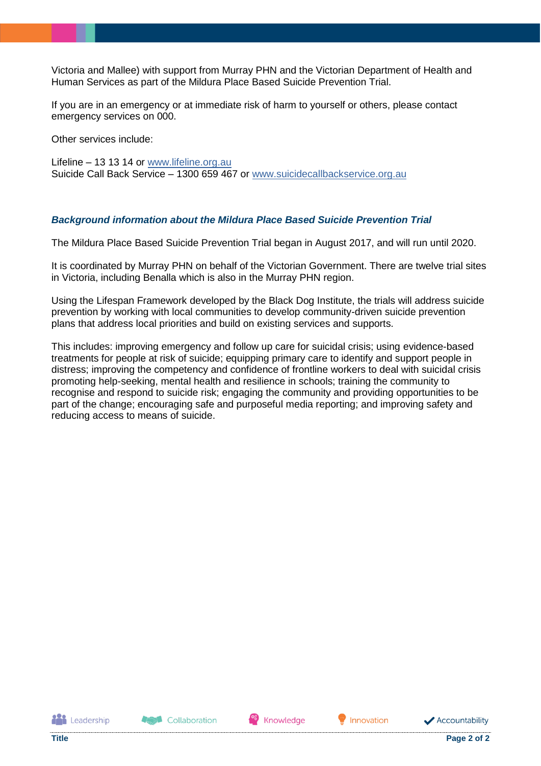Victoria and Mallee) with support from Murray PHN and the Victorian Department of Health and Human Services as part of the Mildura Place Based Suicide Prevention Trial.

If you are in an emergency or at immediate risk of harm to yourself or others, please contact emergency services on 000.

Other services include:

Lifeline – 13 13 14 or [www.lifeline.org.au](http://www.lifeline.org.au)
Suicide Call Back Service – 1300 659 467 or [www.suicidecallbackservice.org.au](http://www.suicidecallbackservice.org.au)

### ***Background information about the Mildura Place Based Suicide Prevention Trial***

The Mildura Place Based Suicide Prevention Trial began in August 2017, and will run until 2020.

It is coordinated by Murray PHN on behalf of the Victorian Government. There are twelve trial sites in Victoria, including Benalla which is also in the Murray PHN region.

Using the Lifespan Framework developed by the Black Dog Institute, the trials will address suicide prevention by working with local communities to develop community-driven suicide prevention plans that address local priorities and build on existing services and supports.

This includes: improving emergency and follow up care for suicidal crisis; using evidence-based treatments for people at risk of suicide; equipping primary care to identify and support people in distress; improving the competency and confidence of frontline workers to deal with suicidal crisis promoting help-seeking, mental health and resilience in schools; training the community to recognise and respond to suicide risk; engaging the community and providing opportunities to be part of the change; encouraging safe and purposeful media reporting; and improving safety and reducing access to means of suicide.